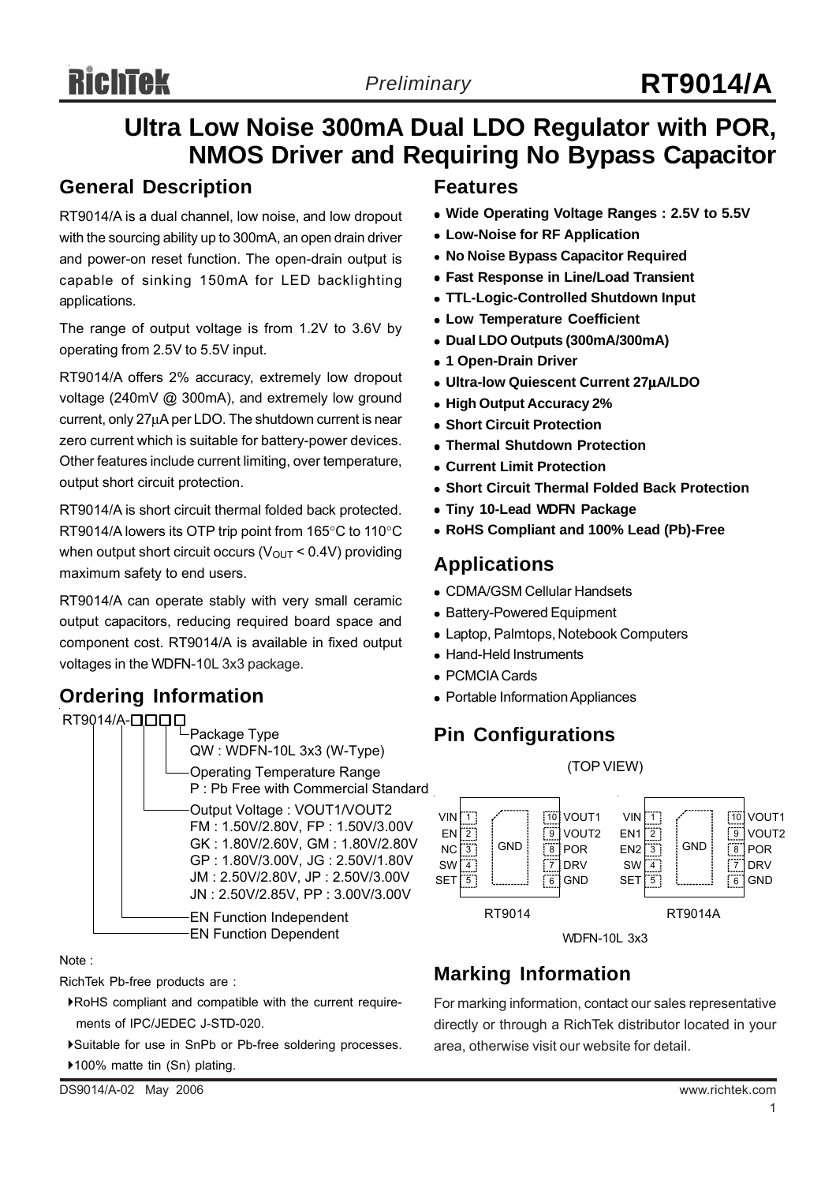# Ultra Low Noise 300mA Dual LDO Regulator with POR, NMOS Driver and Requiring No Bypass Capacitor

## General Description

RT9014/A is a dual channel, low noise, and low dropout with the sourcing ability up to 300mA, an open drain driver and power-on reset function. The open-drain output is capable of sinking 150mA for LED backlighting applications.

The range of output voltage is from 1.2V to 3.6V by operating from 2.5V to 5.5V input.

RT9014/A offers 2% accuracy, extremely low dropout voltage (240mV @ 300mA), and extremely low ground current, only 27μA per LDO. The shutdown current is near zero current which is suitable for battery-power devices. Other features include current limiting, over temperature, output short circuit protection.

RT9014/A is short circuit thermal folded back protected. RT9014/A lowers its OTP trip point from 165°C to 110°C when output short circuit occurs ($V_{OUT}$ < 0.4V) providing maximum safety to end users.

RT9014/A can operate stably with very small ceramic output capacitors, reducing required board space and component cost. RT9014/A is available in fixed output voltages in the WDFN-10L 3x3 package.

## Ordering Information

RT9014/A-□□□□

- Package Type
  - QW : WDFN-10L 3x3 (W-Type)
- Operating Temperature Range
  - P : Pb Free with Commercial Standard
- Output Voltage : VOUT1/VOUT2
  - FM : 1.50V/2.80V, FP : 1.50V/3.00V
  - GK : 1.80V/2.60V, GM : 1.80V/2.80V
  - GP : 1.80V/3.00V, JG : 2.50V/1.80V
  - JM : 2.50V/2.80V, JP : 2.50V/3.00V
  - JN : 2.50V/2.85V, PP : 3.00V/3.00V
- EN Function Independent
- EN Function Dependent

Note :

RichTek Pb-free products are :

- RoHS compliant and compatible with the current requirements of IPC/JEDEC J-STD-020.
- Suitable for use in SnPb or Pb-free soldering processes.
- 100% matte tin (Sn) plating.

## Features

- Wide Operating Voltage Ranges : 2.5V to 5.5V
- Low-Noise for RF Application
- No Noise Bypass Capacitor Required
- Fast Response in Line/Load Transient
- TTL-Logic-Controlled Shutdown Input
- Low Temperature Coefficient
- Dual LDO Outputs (300mA/300mA)
- 1 Open-Drain Driver
- Ultra-low Quiescent Current 27μA/LDO
- High Output Accuracy 2%
- Short Circuit Protection
- Thermal Shutdown Protection
- Current Limit Protection
- Short Circuit Thermal Folded Back Protection
- Tiny 10-Lead WDFN Package
- RoHS Compliant and 100% Lead (Pb)-Free

## Applications

- CDMA/GSM Cellular Handsets
- Battery-Powered Equipment
- Laptop, Palmtops, Notebook Computers
- Hand-Held Instruments
- PCMCIA Cards
- Portable Information Appliances

## Pin Configurations

(TOP VIEW)

| Pin | RT9014 | RT9014A |
|---|---|---|
| 1 | VIN | VIN |
| 2 | EN | EN1 |
| 3 | NC | EN2 |
| 4 | SW | SW |
| 5 | SET | SET |
| 6 | GND | GND |
| 7 | DRV | DRV |
| 8 | POR | POR |
| 9 | VOUT2 | VOUT2 |
| 10 | VOUT1 | VOUT1 |
| Exposed pad | GND | GND |

WDFN-10L 3x3

## Marking Information

For marking information, contact our sales representative directly or through a RichTek distributor located in your area, otherwise visit our website for detail.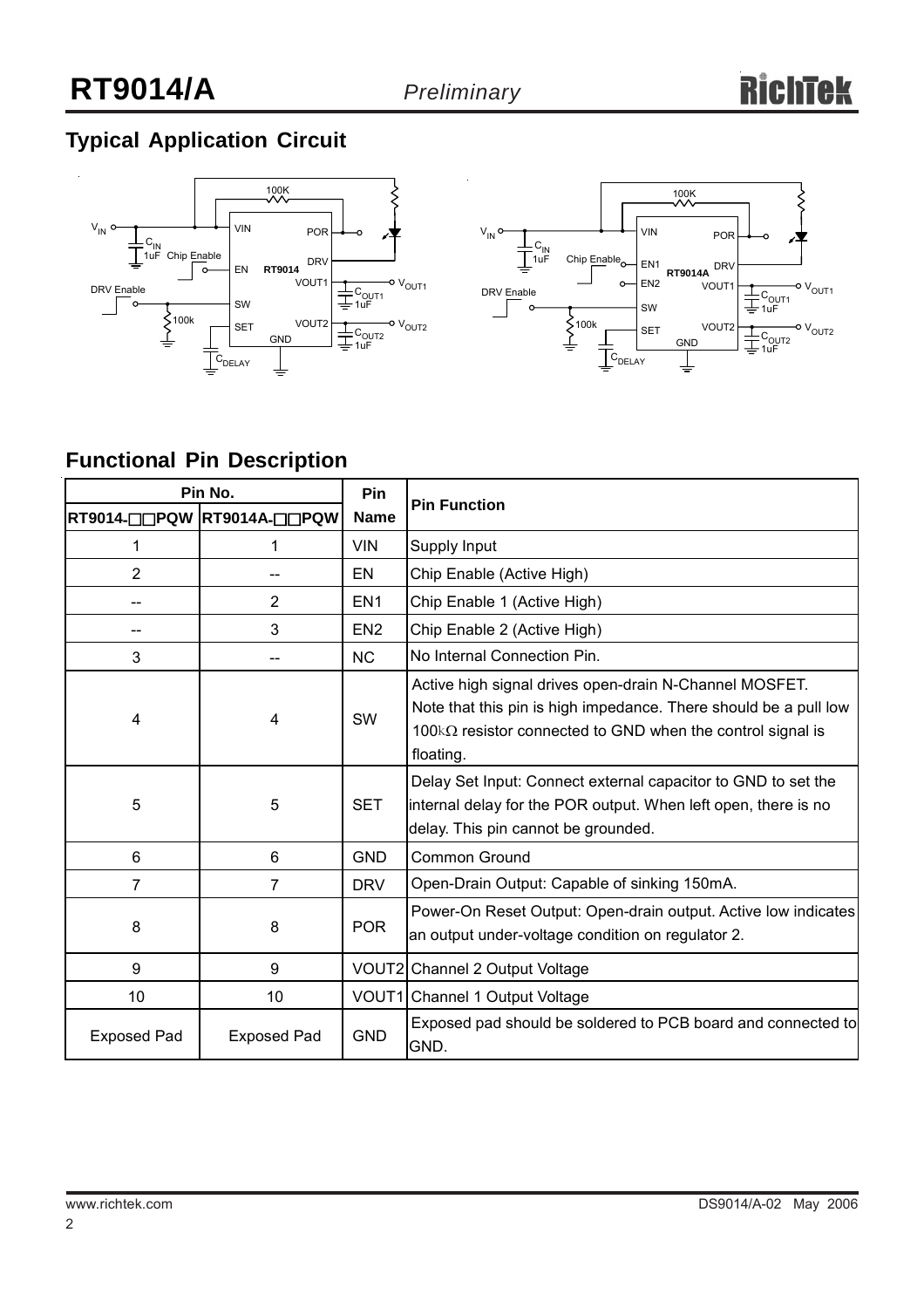## Typical Application Circuit

## Functional Pin Description

| Pin No. | | Pin Name | Pin Function |
|---|---|---|---|
| RT9014-□□PQW | RT9014A-□□PQW | | |
| 1 | 1 | VIN | Supply Input |
| 2 | -- | EN | Chip Enable (Active High) |
| -- | 2 | EN1 | Chip Enable 1 (Active High) |
| -- | 3 | EN2 | Chip Enable 2 (Active High) |
| 3 | -- | NC | No Internal Connection Pin. |
| 4 | 4 | SW | Active high signal drives open-drain N-Channel MOSFET. Note that this pin is high impedance. There should be a pull low 100kΩ resistor connected to GND when the control signal is floating. |
| 5 | 5 | SET | Delay Set Input: Connect external capacitor to GND to set the internal delay for the POR output. When left open, there is no delay. This pin cannot be grounded. |
| 6 | 6 | GND | Common Ground |
| 7 | 7 | DRV | Open-Drain Output: Capable of sinking 150mA. |
| 8 | 8 | POR | Power-On Reset Output: Open-drain output. Active low indicates an output under-voltage condition on regulator 2. |
| 9 | 9 | VOUT2 | Channel 2 Output Voltage |
| 10 | 10 | VOUT1 | Channel 1 Output Voltage |
| Exposed Pad | Exposed Pad | GND | Exposed pad should be soldered to PCB board and connected to GND. |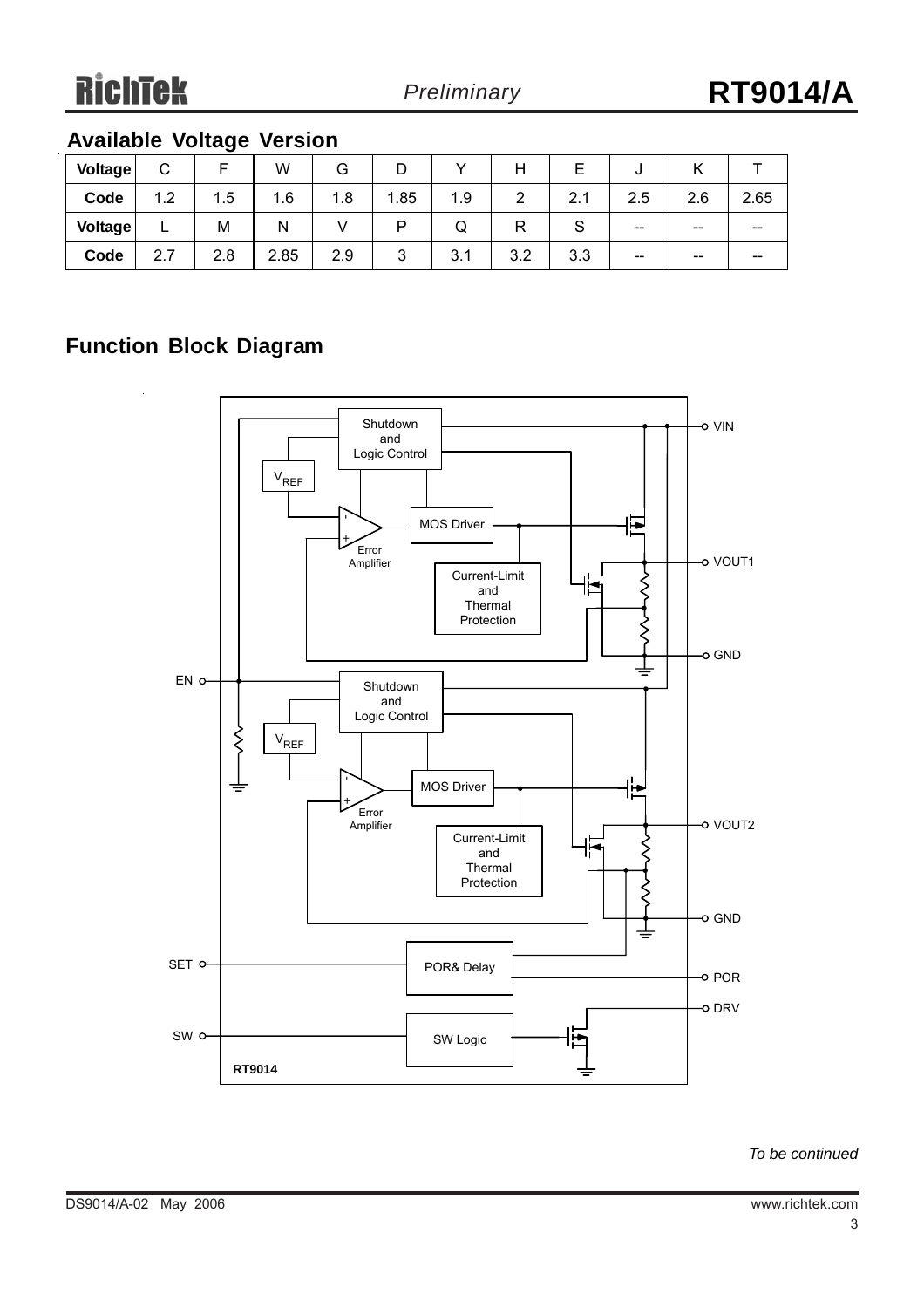## Available Voltage Version

| Voltage | C | F | W | G | D | Y | H | E | J | K | T |
|---|---|---|---|---|---|---|---|---|---|---|---|
| Code | 1.2 | 1.5 | 1.6 | 1.8 | 1.85 | 1.9 | 2 | 2.1 | 2.5 | 2.6 | 2.65 |
| Voltage | L | M | N | V | P | Q | R | S | -- | -- | -- |
| Code | 2.7 | 2.8 | 2.85 | 2.9 | 3 | 3.1 | 3.2 | 3.3 | -- | -- | -- |

## Function Block Diagram

Shutdown and Logic Control

$V_{REF}$

Error Amplifier

MOS Driver

Current-Limit and Thermal Protection

VIN

VOUT1

GND

EN

Shutdown and Logic Control

$V_{REF}$

Error Amplifier

MOS Driver

Current-Limit and Thermal Protection

VOUT2

GND

SET

POR& Delay

POR

DRV

SW

SW Logic

RT9014

*To be continued*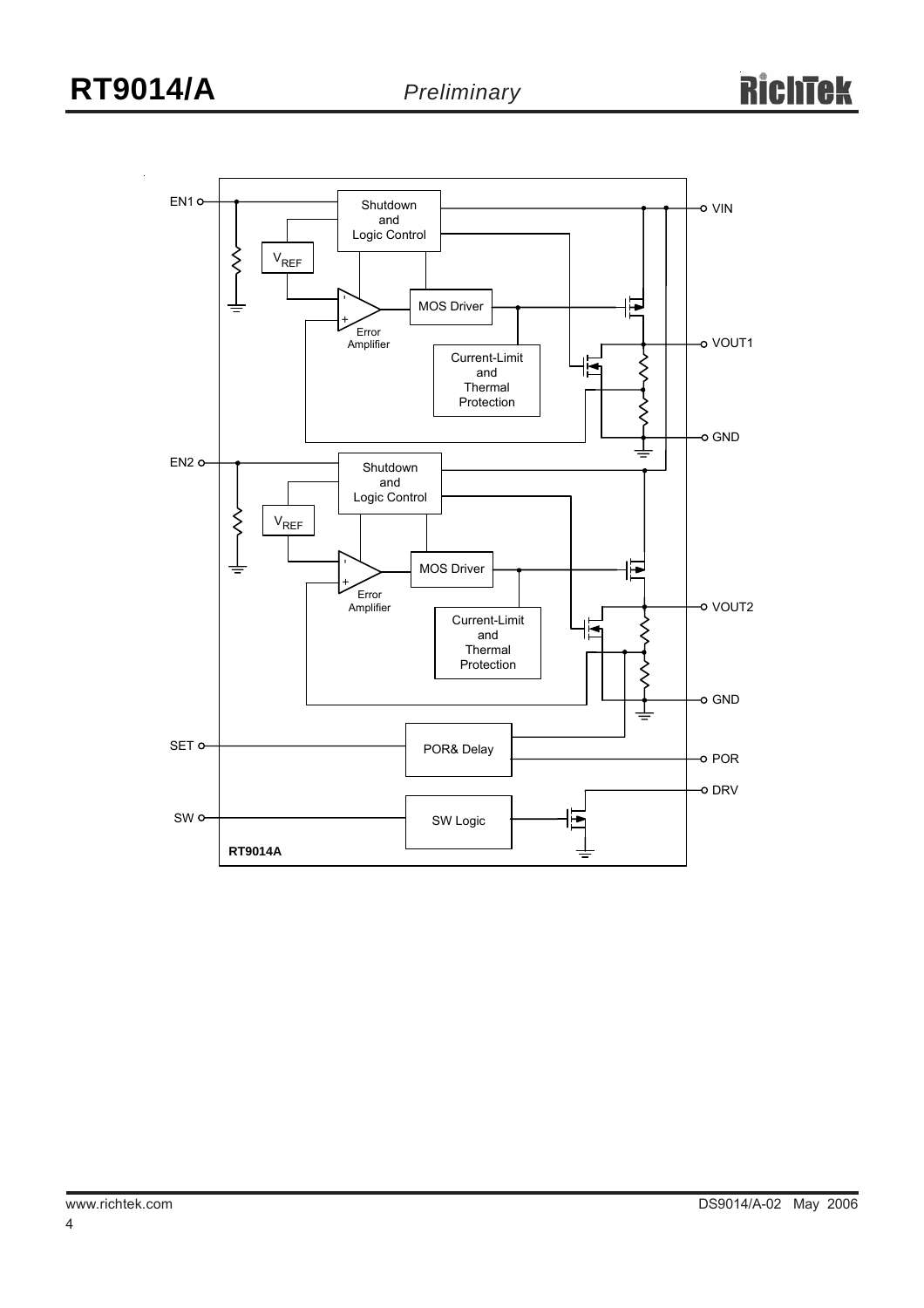EN1

Shutdown and Logic Control

VIN

$V_{REF}$

MOS Driver

Error Amplifier

Current-Limit and Thermal Protection

VOUT1

GND

EN2

Shutdown and Logic Control

$V_{REF}$

MOS Driver

Error Amplifier

Current-Limit and Thermal Protection

VOUT2

GND

SET

POR& Delay

POR

DRV

SW

SW Logic

**RT9014A**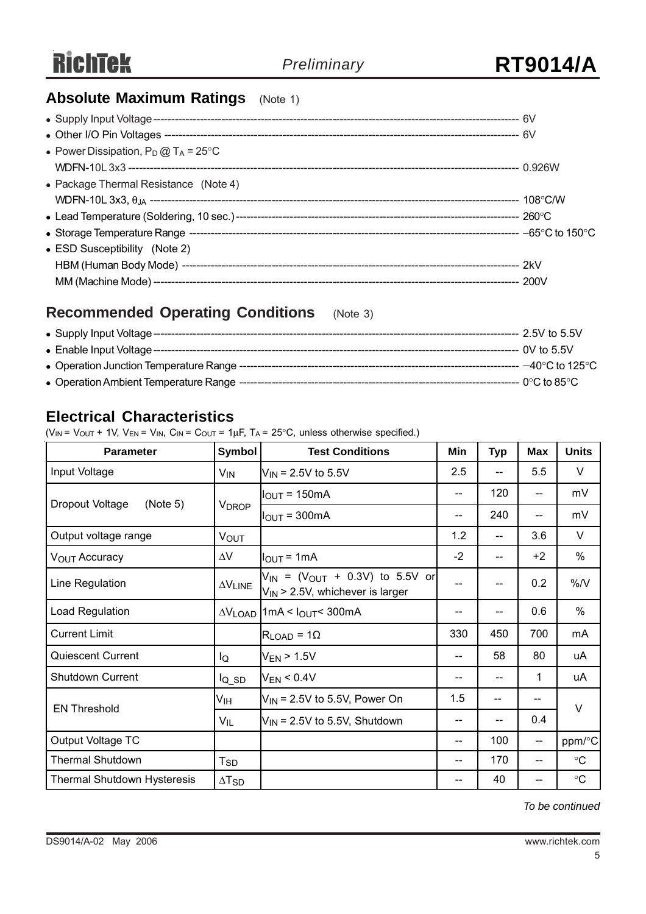## Absolute Maximum Ratings (Note 1)

- Supply Input Voltage ---------- 6V
- Other I/O Pin Voltages ---------- 6V
- Power Dissipation, $P_D$ @ $T_A$ = 25°C
  WDFN-10L 3x3 ---------- 0.926W
- Package Thermal Resistance (Note 4)
  WDFN-10L 3x3, $\theta_{JA}$ ---------- 108°C/W
- Lead Temperature (Soldering, 10 sec.) ---------- 260°C
- Storage Temperature Range ---------- −65°C to 150°C
- ESD Susceptibility (Note 2)
  HBM (Human Body Mode) ---------- 2kV
  MM (Machine Mode) ---------- 200V

## Recommended Operating Conditions (Note 3)

- Supply Input Voltage ---------- 2.5V to 5.5V
- Enable Input Voltage ---------- 0V to 5.5V
- Operation Junction Temperature Range ---------- −40°C to 125°C
- Operation Ambient Temperature Range ---------- 0°C to 85°C

## Electrical Characteristics

($V_{IN}$ = $V_{OUT}$ + 1V, $V_{EN}$ = $V_{IN}$, $C_{IN}$ = $C_{OUT}$ = 1μF, $T_A$ = 25°C, unless otherwise specified.)

| Parameter | Symbol | Test Conditions | Min | Typ | Max | Units |
|---|---|---|---|---|---|---|
| Input Voltage | $V_{IN}$ | $V_{IN}$ = 2.5V to 5.5V | 2.5 | -- | 5.5 | V |
| Dropout Voltage (Note 5) | $V_{DROP}$ | $I_{OUT}$ = 150mA | -- | 120 | -- | mV |
| | | $I_{OUT}$ = 300mA | -- | 240 | -- | mV |
| Output voltage range | $V_{OUT}$ | | 1.2 | -- | 3.6 | V |
| $V_{OUT}$ Accuracy | $\Delta V$ | $I_{OUT}$ = 1mA | -2 | -- | +2 | % |
| Line Regulation | $\Delta V_{LINE}$ | $V_{IN}$ = ($V_{OUT}$ + 0.3V) to 5.5V or $V_{IN}$ > 2.5V, whichever is larger | -- | -- | 0.2 | %/V |
| Load Regulation | $\Delta V_{LOAD}$ | 1mA < $I_{OUT}$< 300mA | -- | -- | 0.6 | % |
| Current Limit | | $R_{LOAD}$ = 1Ω | 330 | 450 | 700 | mA |
| Quiescent Current | $I_Q$ | $V_{EN}$ > 1.5V | -- | 58 | 80 | uA |
| Shutdown Current | $I_{Q\_SD}$ | $V_{EN}$ < 0.4V | -- | -- | 1 | uA |
| EN Threshold | $V_{IH}$ | $V_{IN}$ = 2.5V to 5.5V, Power On | 1.5 | -- | -- | V |
| | $V_{IL}$ | $V_{IN}$ = 2.5V to 5.5V, Shutdown | -- | -- | 0.4 | |
| Output Voltage TC | | | -- | 100 | -- | ppm/°C |
| Thermal Shutdown | $T_{SD}$ | | -- | 170 | -- | °C |
| Thermal Shutdown Hysteresis | $\Delta T_{SD}$ | | -- | 40 | -- | °C |

*To be continued*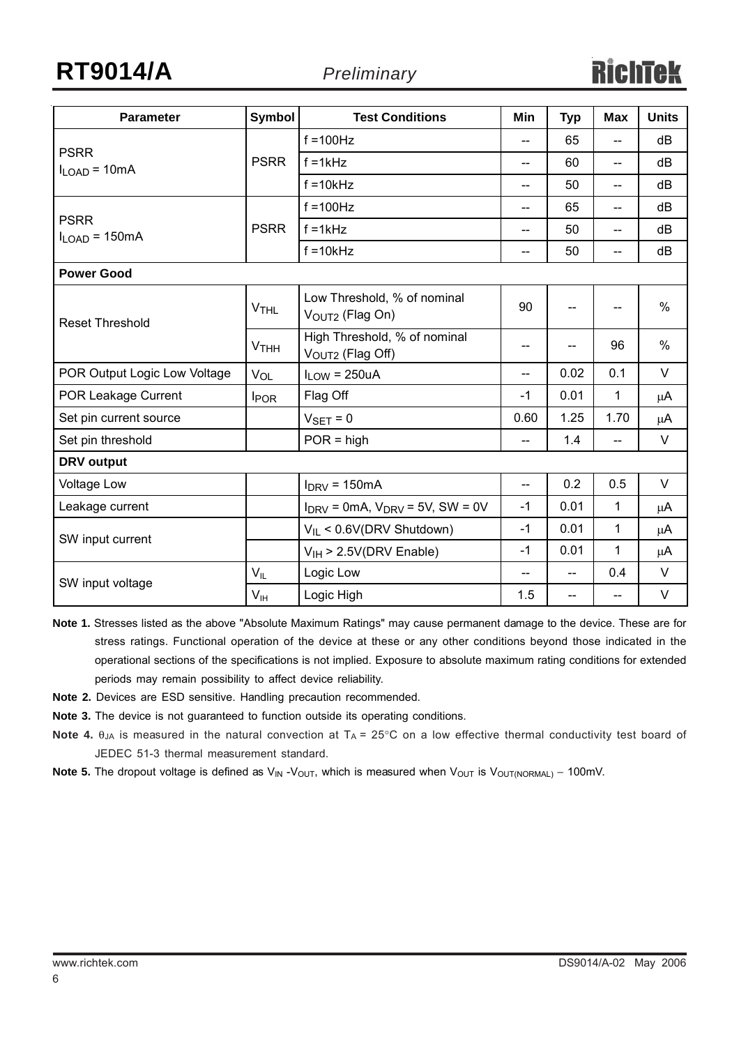| Parameter | Symbol | Test Conditions | Min | Typ | Max | Units |
|---|---|---|---|---|---|---|
| PSRR $I_{LOAD}$ = 10mA | PSRR | f =100Hz | -- | 65 | -- | dB |
| | | f =1kHz | -- | 60 | -- | dB |
| | | f =10kHz | -- | 50 | -- | dB |
| PSRR $I_{LOAD}$ = 150mA | PSRR | f =100Hz | -- | 65 | -- | dB |
| | | f =1kHz | -- | 50 | -- | dB |
| | | f =10kHz | -- | 50 | -- | dB |
| **Power Good** | | | | | | |
| Reset Threshold | $V_{THL}$ | Low Threshold, % of nominal $V_{OUT2}$ (Flag On) | 90 | -- | -- | % |
| | $V_{THH}$ | High Threshold, % of nominal $V_{OUT2}$ (Flag Off) | -- | -- | 96 | % |
| POR Output Logic Low Voltage | $V_{OL}$ | $I_{LOW}$ = 250uA | -- | 0.02 | 0.1 | V |
| POR Leakage Current | $I_{POR}$ | Flag Off | -1 | 0.01 | 1 | μA |
| Set pin current source | | $V_{SET}$ = 0 | 0.60 | 1.25 | 1.70 | μA |
| Set pin threshold | | POR = high | -- | 1.4 | -- | V |
| **DRV output** | | | | | | |
| Voltage Low | | $I_{DRV}$ = 150mA | -- | 0.2 | 0.5 | V |
| Leakage current | | $I_{DRV}$ = 0mA, $V_{DRV}$ = 5V, SW = 0V | -1 | 0.01 | 1 | μA |
| SW input current | | $V_{IL}$ < 0.6V(DRV Shutdown) | -1 | 0.01 | 1 | μA |
| | | $V_{IH}$ > 2.5V(DRV Enable) | -1 | 0.01 | 1 | μA |
| SW input voltage | $V_{IL}$ | Logic Low | -- | -- | 0.4 | V |
| | $V_{IH}$ | Logic High | 1.5 | -- | -- | V |

**Note 1.** Stresses listed as the above "Absolute Maximum Ratings" may cause permanent damage to the device. These are for stress ratings. Functional operation of the device at these or any other conditions beyond those indicated in the operational sections of the specifications is not implied. Exposure to absolute maximum rating conditions for extended periods may remain possibility to affect device reliability.

**Note 2.** Devices are ESD sensitive. Handling precaution recommended.

**Note 3.** The device is not guaranteed to function outside its operating conditions.

**Note 4.** $\theta_{JA}$ is measured in the natural convection at $T_A$ = 25°C on a low effective thermal conductivity test board of JEDEC 51-3 thermal measurement standard.

**Note 5.** The dropout voltage is defined as $V_{IN}$ - $V_{OUT}$, which is measured when $V_{OUT}$ is $V_{OUT(NORMAL)}$ − 100mV.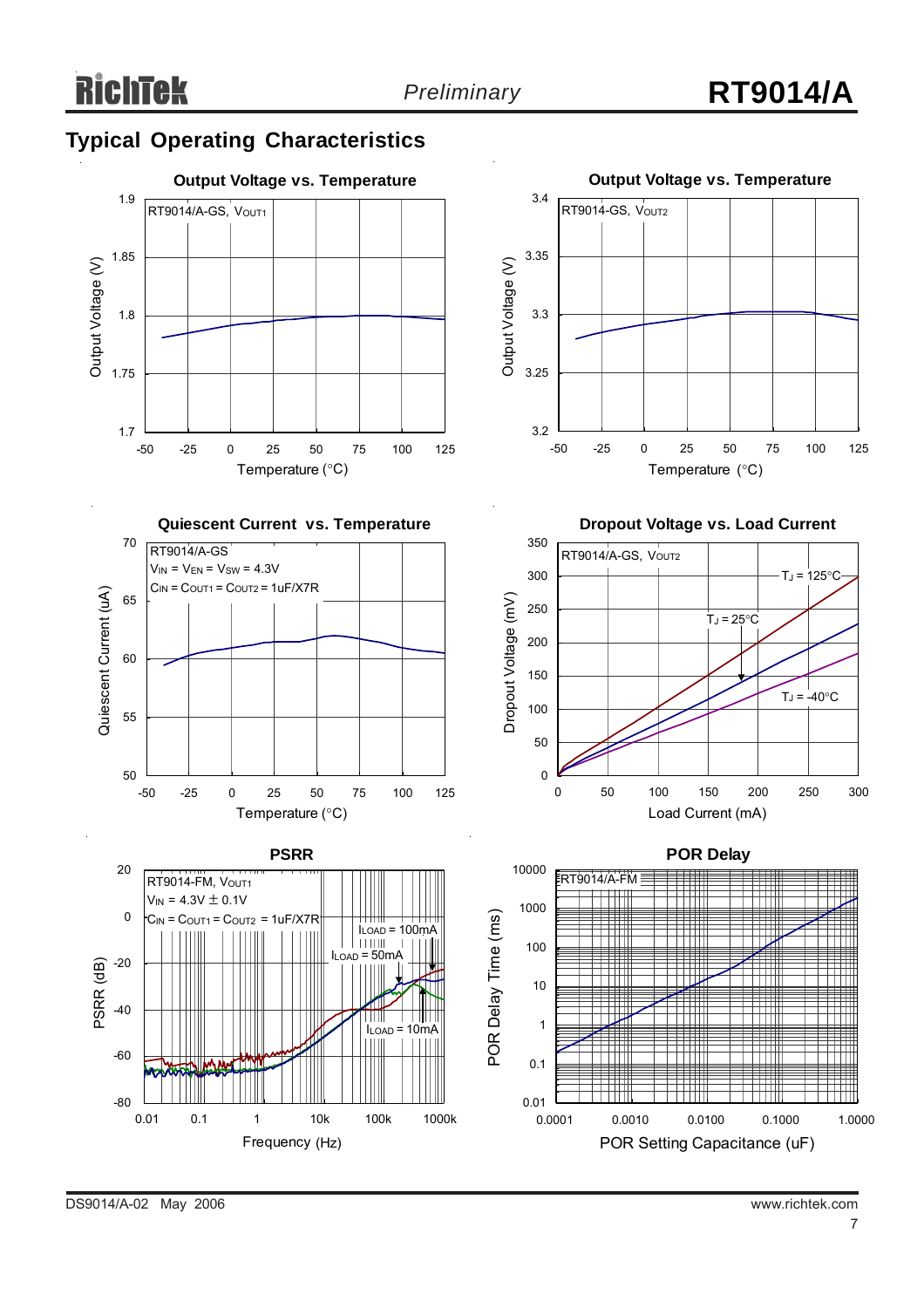## Typical Operating Characteristics

**Output Voltage vs. Temperature**

RT9014/A-GS, $V_{OUT1}$

Output Voltage (V) vs. Temperature (°C)

**Output Voltage vs. Temperature**

RT9014-GS, $V_{OUT2}$

Output Voltage (V) vs. Temperature (°C)

**Quiescent Current vs. Temperature**

RT9014/A-GS

$V_{IN} = V_{EN} = V_{SW} = 4.3V$

$C_{IN} = C_{OUT1} = C_{OUT2} = 1uF/X7R$

Quiescent Current (uA) vs. Temperature (°C)

**Dropout Voltage vs. Load Current**

RT9014/A-GS, $V_{OUT2}$

$T_J = 125°C$, $T_J = 25°C$, $T_J = -40°C$

Dropout Voltage (mV) vs. Load Current (mA)

**PSRR**

RT9014-FM, $V_{OUT1}$

$V_{IN} = 4.3V \pm 0.1V$

$C_{IN} = C_{OUT1} = C_{OUT2} = 1uF/X7R$

$I_{LOAD} = 100mA$, $I_{LOAD} = 50mA$, $I_{LOAD} = 10mA$

PSRR (dB) vs. Frequency (Hz)

**POR Delay**

RT9014/A-FM

POR Delay Time (ms) vs. POR Setting Capacitance (uF)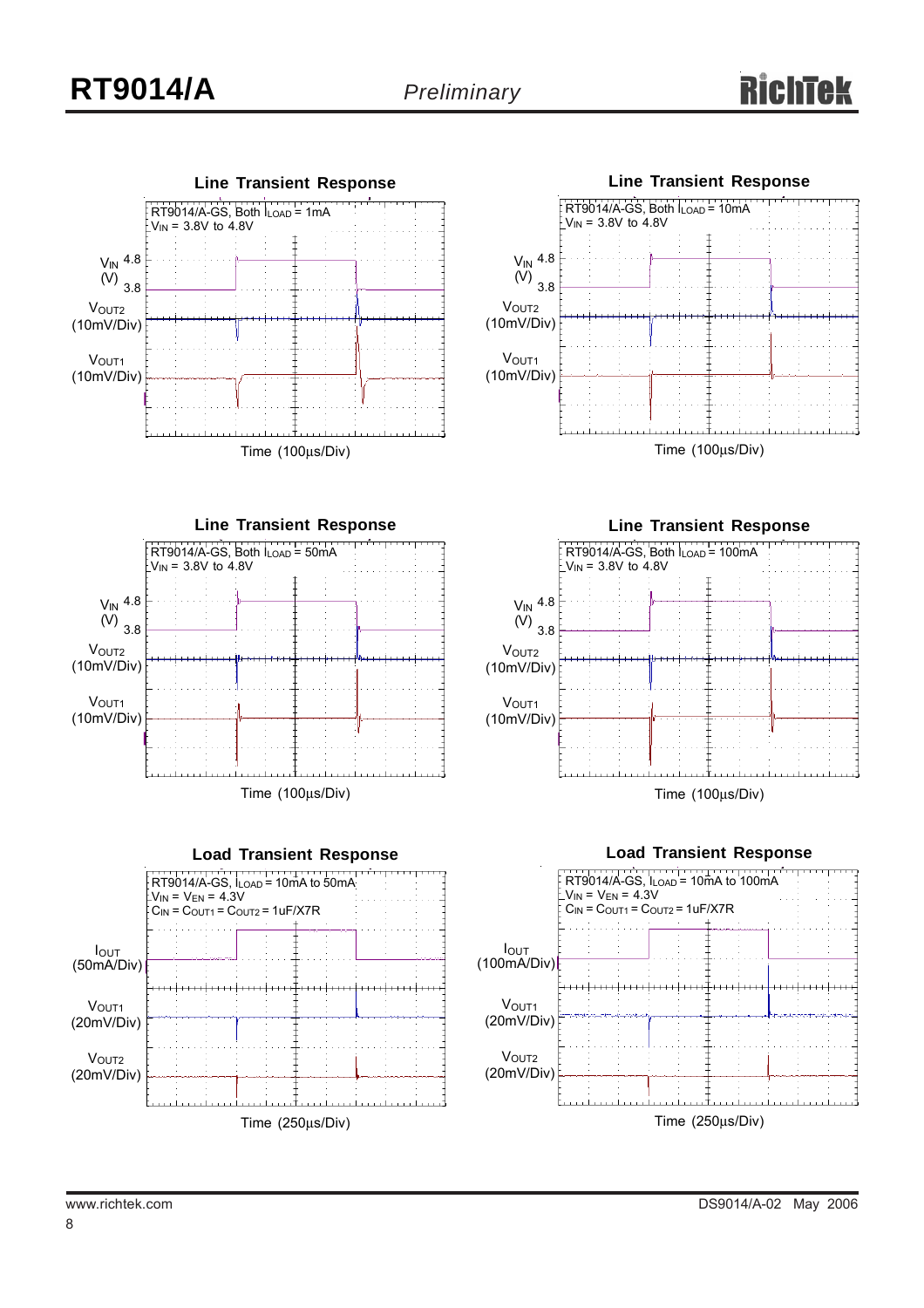**Line Transient Response**

RT9014/A-GS, Both $I_{LOAD}$ = 1mA
$V_{IN}$ = 3.8V to 4.8V

$V_{IN}$ (V) 4.8 / 3.8
$V_{OUT2}$ (10mV/Div)
$V_{OUT1}$ (10mV/Div)

Time (100μs/Div)

**Line Transient Response**

RT9014/A-GS, Both $I_{LOAD}$ = 10mA
$V_{IN}$ = 3.8V to 4.8V

$V_{IN}$ (V) 4.8 / 3.8
$V_{OUT2}$ (10mV/Div)
$V_{OUT1}$ (10mV/Div)

Time (100μs/Div)

**Line Transient Response**

RT9014/A-GS, Both $I_{LOAD}$ = 50mA
$V_{IN}$ = 3.8V to 4.8V

$V_{IN}$ (V) 4.8 / 3.8
$V_{OUT2}$ (10mV/Div)
$V_{OUT1}$ (10mV/Div)

Time (100μs/Div)

**Line Transient Response**

RT9014/A-GS, Both $I_{LOAD}$ = 100mA
$V_{IN}$ = 3.8V to 4.8V

$V_{IN}$ (V) 4.8 / 3.8
$V_{OUT2}$ (10mV/Div)
$V_{OUT1}$ (10mV/Div)

Time (100μs/Div)

**Load Transient Response**

RT9014/A-GS, $I_{LOAD}$ = 10mA to 50mA
$V_{IN}$ = $V_{EN}$ = 4.3V
$C_{IN}$ = $C_{OUT1}$ = $C_{OUT2}$ = 1uF/X7R

$I_{OUT}$ (50mA/Div)
$V_{OUT1}$ (20mV/Div)
$V_{OUT2}$ (20mV/Div)

Time (250μs/Div)

**Load Transient Response**

RT9014/A-GS, $I_{LOAD}$ = 10mA to 100mA
$V_{IN}$ = $V_{EN}$ = 4.3V
$C_{IN}$ = $C_{OUT1}$ = $C_{OUT2}$ = 1uF/X7R

$I_{OUT}$ (100mA/Div)
$V_{OUT1}$ (20mV/Div)
$V_{OUT2}$ (20mV/Div)

Time (250μs/Div)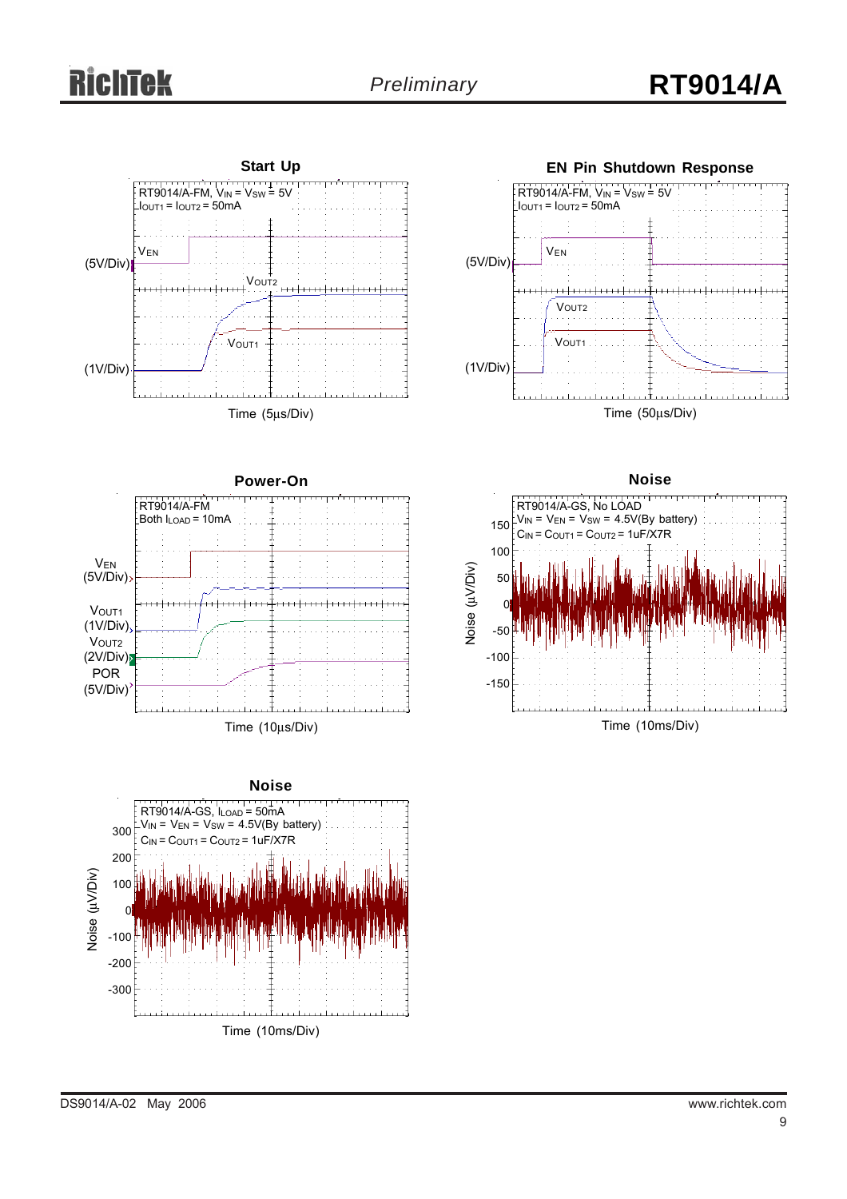**Start Up**

RT9014/A-FM, $V_{IN}$ = $V_{SW}$ = 5V
$I_{OUT1}$ = $I_{OUT2}$ = 50mA

(5V/Div) $V_{EN}$

$V_{OUT2}$

$V_{OUT1}$
(1V/Div)

Time (5μs/Div)

**EN Pin Shutdown Response**

RT9014/A-FM, $V_{IN}$ = $V_{SW}$ = 5V
$I_{OUT1}$ = $I_{OUT2}$ = 50mA

(5V/Div) $V_{EN}$

$V_{OUT2}$

$V_{OUT1}$
(1V/Div)

Time (50μs/Div)

**Power-On**

RT9014/A-FM
Both $I_{LOAD}$ = 10mA

$V_{EN}$ (5V/Div)

$V_{OUT1}$ (1V/Div)

$V_{OUT2}$ (2V/Div)

POR (5V/Div)

Time (10μs/Div)

**Noise**

RT9014/A-GS, No LOAD
$V_{IN}$ = $V_{EN}$ = $V_{SW}$ = 4.5V(By battery)
$C_{IN}$ = $C_{OUT1}$ = $C_{OUT2}$ = 1uF/X7R

Noise (μV/Div): 150, 100, 50, 0, -50, -100, -150

Time (10ms/Div)

**Noise**

RT9014/A-GS, $I_{LOAD}$ = 50mA
$V_{IN}$ = $V_{EN}$ = $V_{SW}$ = 4.5V(By battery)
$C_{IN}$ = $C_{OUT1}$ = $C_{OUT2}$ = 1uF/X7R

Noise (μV/Div): 300, 200, 100, 0, -100, -200, -300

Time (10ms/Div)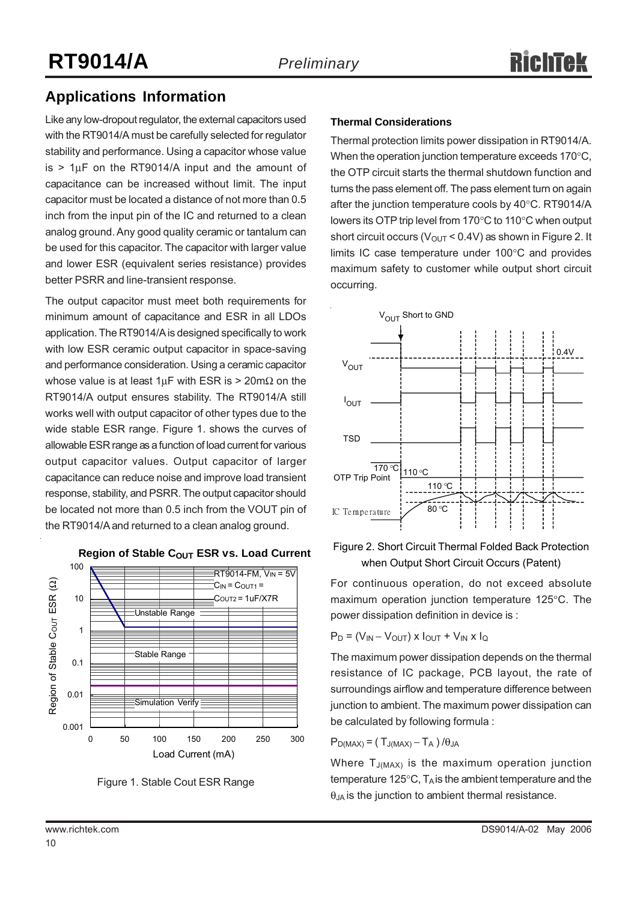## Applications Information

Like any low-dropout regulator, the external capacitors used with the RT9014/A must be carefully selected for regulator stability and performance. Using a capacitor whose value is > 1μF on the RT9014/A input and the amount of capacitance can be increased without limit. The input capacitor must be located a distance of not more than 0.5 inch from the input pin of the IC and returned to a clean analog ground. Any good quality ceramic or tantalum can be used for this capacitor. The capacitor with larger value and lower ESR (equivalent series resistance) provides better PSRR and line-transient response.

The output capacitor must meet both requirements for minimum amount of capacitance and ESR in all LDOs application. The RT9014/A is designed specifically to work with low ESR ceramic output capacitor in space-saving and performance consideration. Using a ceramic capacitor whose value is at least 1μF with ESR is > 20mΩ on the RT9014/A output ensures stability. The RT9014/A still works well with output capacitor of other types due to the wide stable ESR range. Figure 1. shows the curves of allowable ESR range as a function of load current for various output capacitor values. Output capacitor of larger capacitance can reduce noise and improve load transient response, stability, and PSRR. The output capacitor should be located not more than 0.5 inch from the VOUT pin of the RT9014/A and returned to a clean analog ground.

Figure 1. Stable Cout ESR Range

### Thermal Considerations

Thermal protection limits power dissipation in RT9014/A. When the operation junction temperature exceeds 170°C, the OTP circuit starts the thermal shutdown function and turns the pass element off. The pass element turn on again after the junction temperature cools by 40°C. RT9014/A lowers its OTP trip level from 170°C to 110°C when output short circuit occurs ($V_{OUT}$ < 0.4V) as shown in Figure 2. It limits IC case temperature under 100°C and provides maximum safety to customer while output short circuit occurring.

Figure 2. Short Circuit Thermal Folded Back Protection when Output Short Circuit Occurs (Patent)

For continuous operation, do not exceed absolute maximum operation junction temperature 125°C. The power dissipation definition in device is :

$$P_D = (V_{IN} - V_{OUT}) \times I_{OUT} + V_{IN} \times I_Q$$

The maximum power dissipation depends on the thermal resistance of IC package, PCB layout, the rate of surroundings airflow and temperature difference between junction to ambient. The maximum power dissipation can be calculated by following formula :

$$P_{D(MAX)} = ( T_{J(MAX)} - T_A ) / \theta_{JA}$$

Where $T_{J(MAX)}$ is the maximum operation junction temperature 125°C, $T_A$ is the ambient temperature and the $\theta_{JA}$ is the junction to ambient thermal resistance.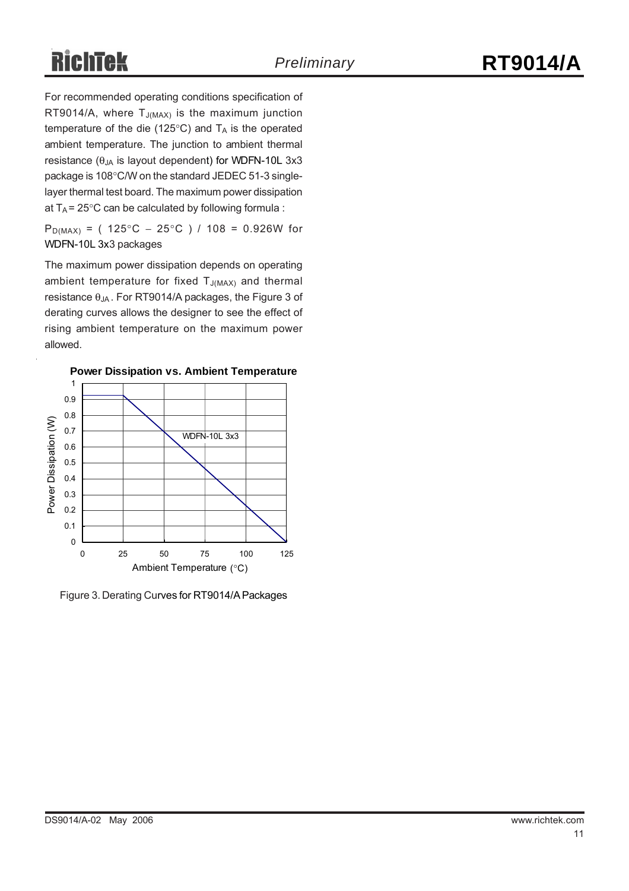For recommended operating conditions specification of RT9014/A, where $T_{J(MAX)}$ is the maximum junction temperature of the die (125°C) and $T_A$ is the operated ambient temperature. The junction to ambient thermal resistance ($\theta_{JA}$ is layout dependent) for WDFN-10L 3x3 package is 108°C/W on the standard JEDEC 51-3 single-layer thermal test board. The maximum power dissipation at $T_A$ = 25°C can be calculated by following formula :

$P_{D(MAX)}$ = ( 125°C − 25°C ) / 108 = 0.926W for WDFN-10L 3x3 packages

The maximum power dissipation depends on operating ambient temperature for fixed $T_{J(MAX)}$ and thermal resistance $\theta_{JA}$. For RT9014/A packages, the Figure 3 of derating curves allows the designer to see the effect of rising ambient temperature on the maximum power allowed.

**Power Dissipation vs. Ambient Temperature**

Figure 3. Derating Curves for RT9014/A Packages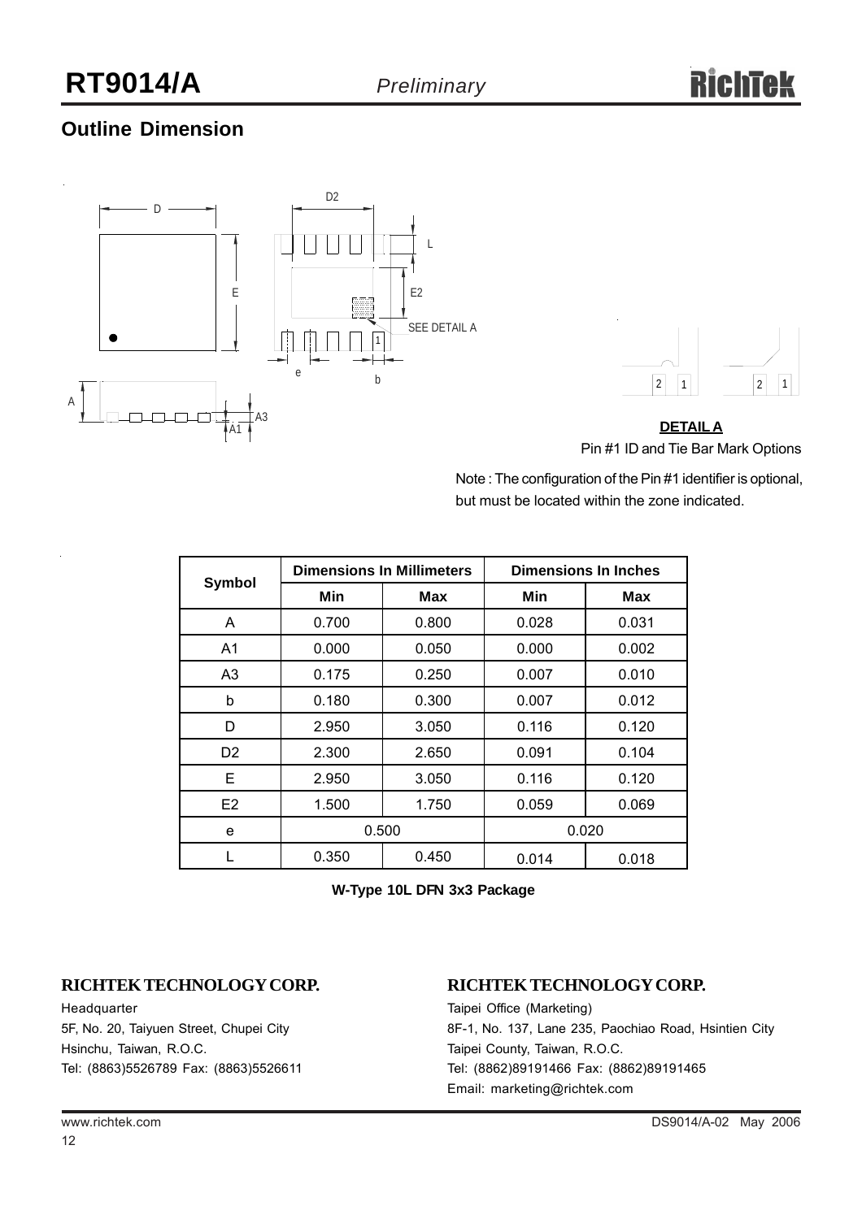## Outline Dimension

D

D2

E

L

E2

SEE DETAIL A

e

b

A

A3

A1

2 1 2 1

**DETAIL A**

Pin #1 ID and Tie Bar Mark Options

Note : The configuration of the Pin #1 identifier is optional, but must be located within the zone indicated.

| Symbol | Dimensions In Millimeters | | Dimensions In Inches | |
|---|---|---|---|---|
| | Min | Max | Min | Max |
| A | 0.700 | 0.800 | 0.028 | 0.031 |
| A1 | 0.000 | 0.050 | 0.000 | 0.002 |
| A3 | 0.175 | 0.250 | 0.007 | 0.010 |
| b | 0.180 | 0.300 | 0.007 | 0.012 |
| D | 2.950 | 3.050 | 0.116 | 0.120 |
| D2 | 2.300 | 2.650 | 0.091 | 0.104 |
| E | 2.950 | 3.050 | 0.116 | 0.120 |
| E2 | 1.500 | 1.750 | 0.059 | 0.069 |
| e | 0.500 | | 0.020 | |
| L | 0.350 | 0.450 | 0.014 | 0.018 |

**W-Type 10L DFN 3x3 Package**

**RICHTEK TECHNOLOGY CORP.**

Headquarter
5F, No. 20, Taiyuen Street, Chupei City
Hsinchu, Taiwan, R.O.C.
Tel: (8863)5526789 Fax: (8863)5526611

**RICHTEK TECHNOLOGY CORP.**

Taipei Office (Marketing)
8F-1, No. 137, Lane 235, Paochiao Road, Hsintien City
Taipei County, Taiwan, R.O.C.
Tel: (8862)89191466 Fax: (8862)89191465
Email: marketing@richtek.com